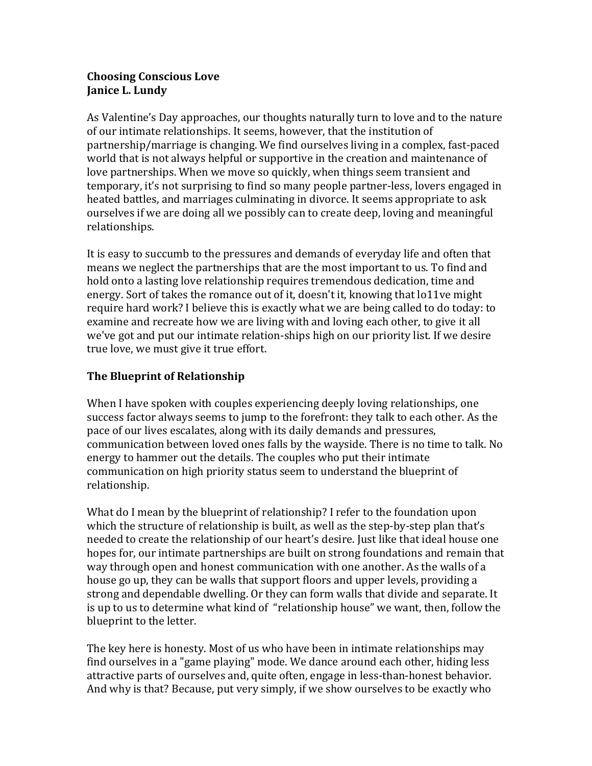**Choosing Conscious Love**
**Janice L. Lundy**

As Valentine's Day approaches, our thoughts naturally turn to love and to the nature of our intimate relationships. It seems, however, that the institution of partnership/marriage is changing. We find ourselves living in a complex, fast-paced world that is not always helpful or supportive in the creation and maintenance of love partnerships. When we move so quickly, when things seem transient and temporary, it's not surprising to find so many people partner-less, lovers engaged in heated battles, and marriages culminating in divorce. It seems appropriate to ask ourselves if we are doing all we possibly can to create deep, loving and meaningful relationships.

It is easy to succumb to the pressures and demands of everyday life and often that means we neglect the partnerships that are the most important to us. To find and hold onto a lasting love relationship requires tremendous dedication, time and energy. Sort of takes the romance out of it, doesn't it, knowing that lo11ve might require hard work? I believe this is exactly what we are being called to do today: to examine and recreate how we are living with and loving each other, to give it all we've got and put our intimate relation-ships high on our priority list. If we desire true love, we must give it true effort.

## The Blueprint of Relationship

When I have spoken with couples experiencing deeply loving relationships, one success factor always seems to jump to the forefront: they talk to each other. As the pace of our lives escalates, along with its daily demands and pressures, communication between loved ones falls by the wayside. There is no time to talk. No energy to hammer out the details. The couples who put their intimate communication on high priority status seem to understand the blueprint of relationship.

What do I mean by the blueprint of relationship? I refer to the foundation upon which the structure of relationship is built, as well as the step-by-step plan that's needed to create the relationship of our heart's desire. Just like that ideal house one hopes for, our intimate partnerships are built on strong foundations and remain that way through open and honest communication with one another. As the walls of a house go up, they can be walls that support floors and upper levels, providing a strong and dependable dwelling. Or they can form walls that divide and separate. It is up to us to determine what kind of "relationship house" we want, then, follow the blueprint to the letter.

The key here is honesty. Most of us who have been in intimate relationships may find ourselves in a "game playing" mode. We dance around each other, hiding less attractive parts of ourselves and, quite often, engage in less-than-honest behavior. And why is that? Because, put very simply, if we show ourselves to be exactly who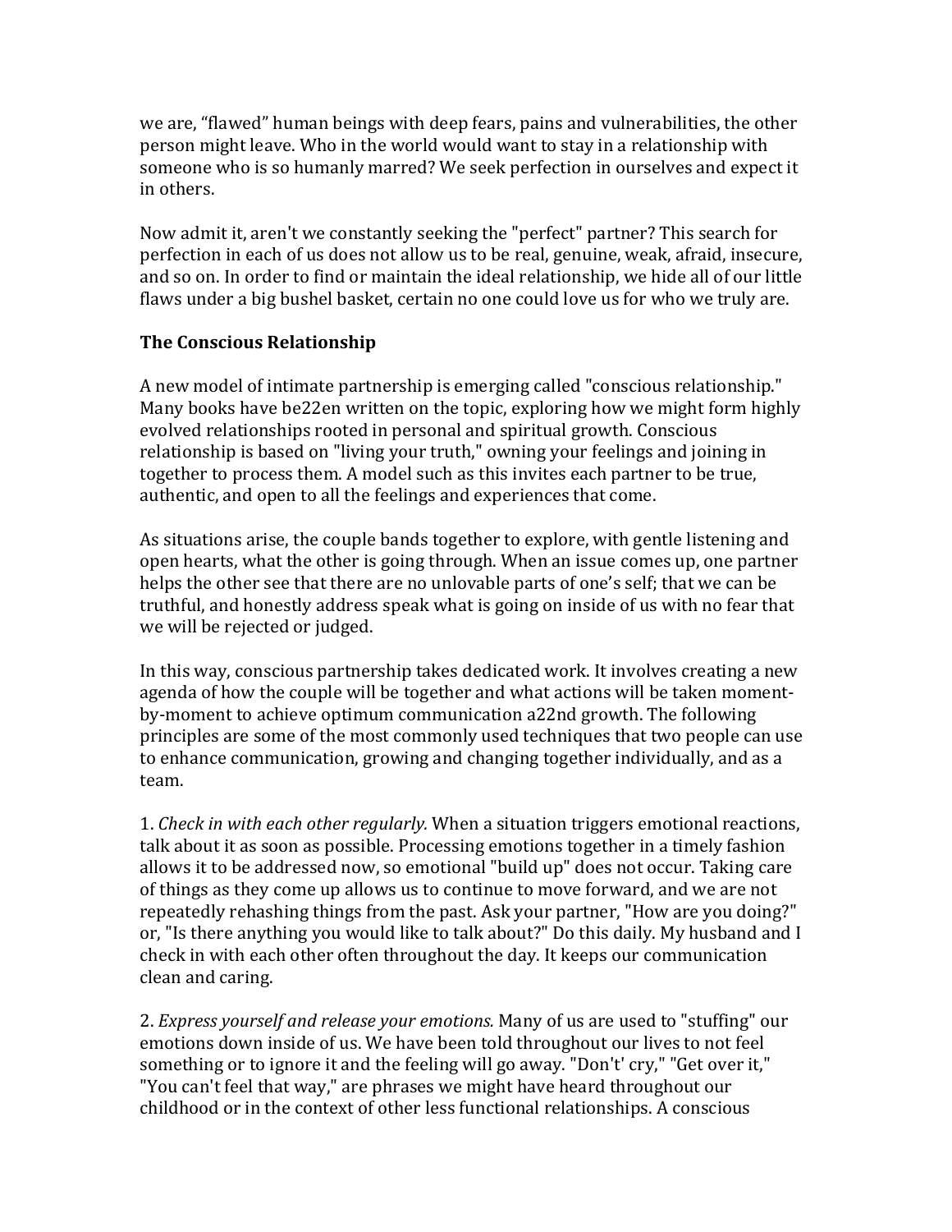we are, "flawed" human beings with deep fears, pains and vulnerabilities, the other person might leave. Who in the world would want to stay in a relationship with someone who is so humanly marred? We seek perfection in ourselves and expect it in others.

Now admit it, aren't we constantly seeking the "perfect" partner? This search for perfection in each of us does not allow us to be real, genuine, weak, afraid, insecure, and so on. In order to find or maintain the ideal relationship, we hide all of our little flaws under a big bushel basket, certain no one could love us for who we truly are.

**The Conscious Relationship**

A new model of intimate partnership is emerging called "conscious relationship." Many books have be22en written on the topic, exploring how we might form highly evolved relationships rooted in personal and spiritual growth. Conscious relationship is based on "living your truth," owning your feelings and joining in together to process them. A model such as this invites each partner to be true, authentic, and open to all the feelings and experiences that come.

As situations arise, the couple bands together to explore, with gentle listening and open hearts, what the other is going through. When an issue comes up, one partner helps the other see that there are no unlovable parts of one's self; that we can be truthful, and honestly address speak what is going on inside of us with no fear that we will be rejected or judged.

In this way, conscious partnership takes dedicated work. It involves creating a new agenda of how the couple will be together and what actions will be taken moment-by-moment to achieve optimum communication a22nd growth. The following principles are some of the most commonly used techniques that two people can use to enhance communication, growing and changing together individually, and as a team.

1. *Check in with each other regularly.* When a situation triggers emotional reactions, talk about it as soon as possible. Processing emotions together in a timely fashion allows it to be addressed now, so emotional "build up" does not occur. Taking care of things as they come up allows us to continue to move forward, and we are not repeatedly rehashing things from the past. Ask your partner, "How are you doing?" or, "Is there anything you would like to talk about?" Do this daily. My husband and I check in with each other often throughout the day. It keeps our communication clean and caring.

2. *Express yourself and release your emotions.* Many of us are used to "stuffing" our emotions down inside of us. We have been told throughout our lives to not feel something or to ignore it and the feeling will go away. "Don't' cry," "Get over it," "You can't feel that way," are phrases we might have heard throughout our childhood or in the context of other less functional relationships. A conscious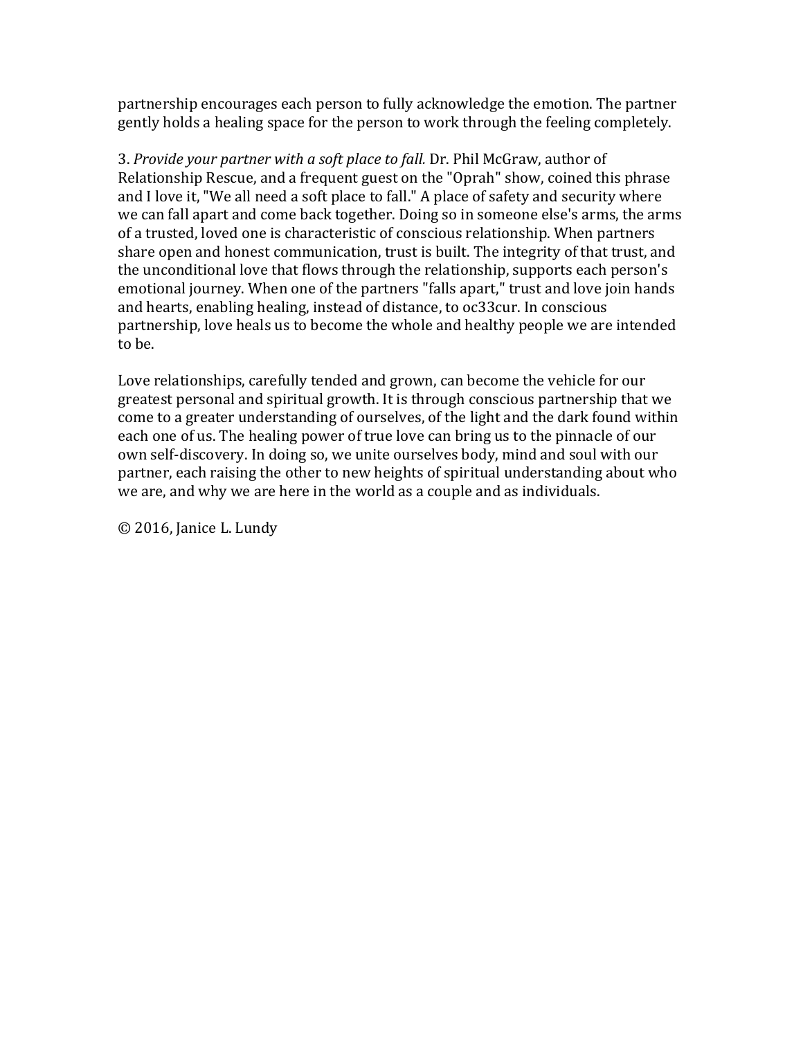partnership encourages each person to fully acknowledge the emotion. The partner gently holds a healing space for the person to work through the feeling completely.

3. *Provide your partner with a soft place to fall.* Dr. Phil McGraw, author of Relationship Rescue, and a frequent guest on the "Oprah" show, coined this phrase and I love it, "We all need a soft place to fall." A place of safety and security where we can fall apart and come back together. Doing so in someone else's arms, the arms of a trusted, loved one is characteristic of conscious relationship. When partners share open and honest communication, trust is built. The integrity of that trust, and the unconditional love that flows through the relationship, supports each person's emotional journey. When one of the partners "falls apart," trust and love join hands and hearts, enabling healing, instead of distance, to oc33cur. In conscious partnership, love heals us to become the whole and healthy people we are intended to be.

Love relationships, carefully tended and grown, can become the vehicle for our greatest personal and spiritual growth. It is through conscious partnership that we come to a greater understanding of ourselves, of the light and the dark found within each one of us. The healing power of true love can bring us to the pinnacle of our own self-discovery. In doing so, we unite ourselves body, mind and soul with our partner, each raising the other to new heights of spiritual understanding about who we are, and why we are here in the world as a couple and as individuals.

© 2016, Janice L. Lundy